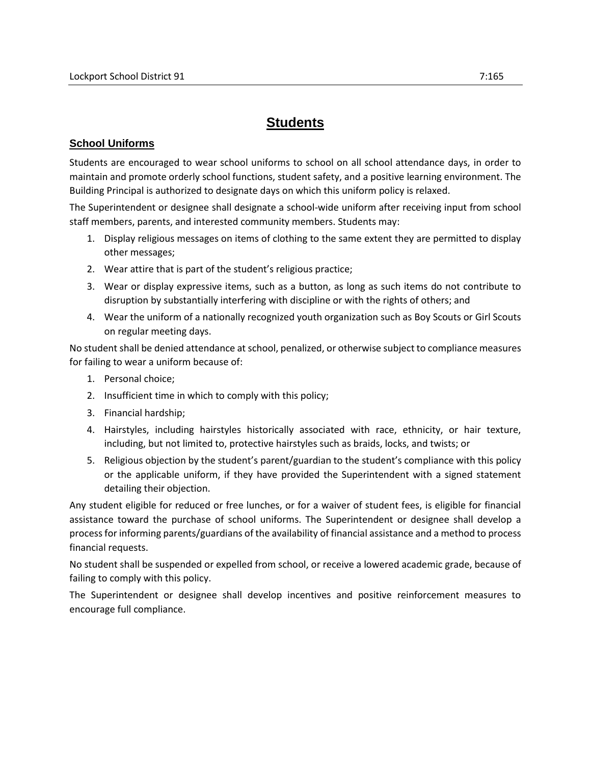# Students

## School Uniforms

Students are encouraged to wear school uniforms to school on all school attendance days, in order to maintain and promote orderly school functions, student safety, and a positive learning environment. The Building Principal is authorized to designate days on which this uniform policy is relaxed.

The Superintendent or designee shall designate a school-wide uniform after receiving input from school staff members, parents, and interested community members. Students may:

1. Display religious messages on items of clothing to the same extent they are permitted to display other messages;
2. Wear attire that is part of the student's religious practice;
3. Wear or display expressive items, such as a button, as long as such items do not contribute to disruption by substantially interfering with discipline or with the rights of others; and
4. Wear the uniform of a nationally recognized youth organization such as Boy Scouts or Girl Scouts on regular meeting days.

No student shall be denied attendance at school, penalized, or otherwise subject to compliance measures for failing to wear a uniform because of:

1. Personal choice;
2. Insufficient time in which to comply with this policy;
3. Financial hardship;
4. Hairstyles, including hairstyles historically associated with race, ethnicity, or hair texture, including, but not limited to, protective hairstyles such as braids, locks, and twists; or
5. Religious objection by the student's parent/guardian to the student's compliance with this policy or the applicable uniform, if they have provided the Superintendent with a signed statement detailing their objection.

Any student eligible for reduced or free lunches, or for a waiver of student fees, is eligible for financial assistance toward the purchase of school uniforms. The Superintendent or designee shall develop a process for informing parents/guardians of the availability of financial assistance and a method to process financial requests.

No student shall be suspended or expelled from school, or receive a lowered academic grade, because of failing to comply with this policy.

The Superintendent or designee shall develop incentives and positive reinforcement measures to encourage full compliance.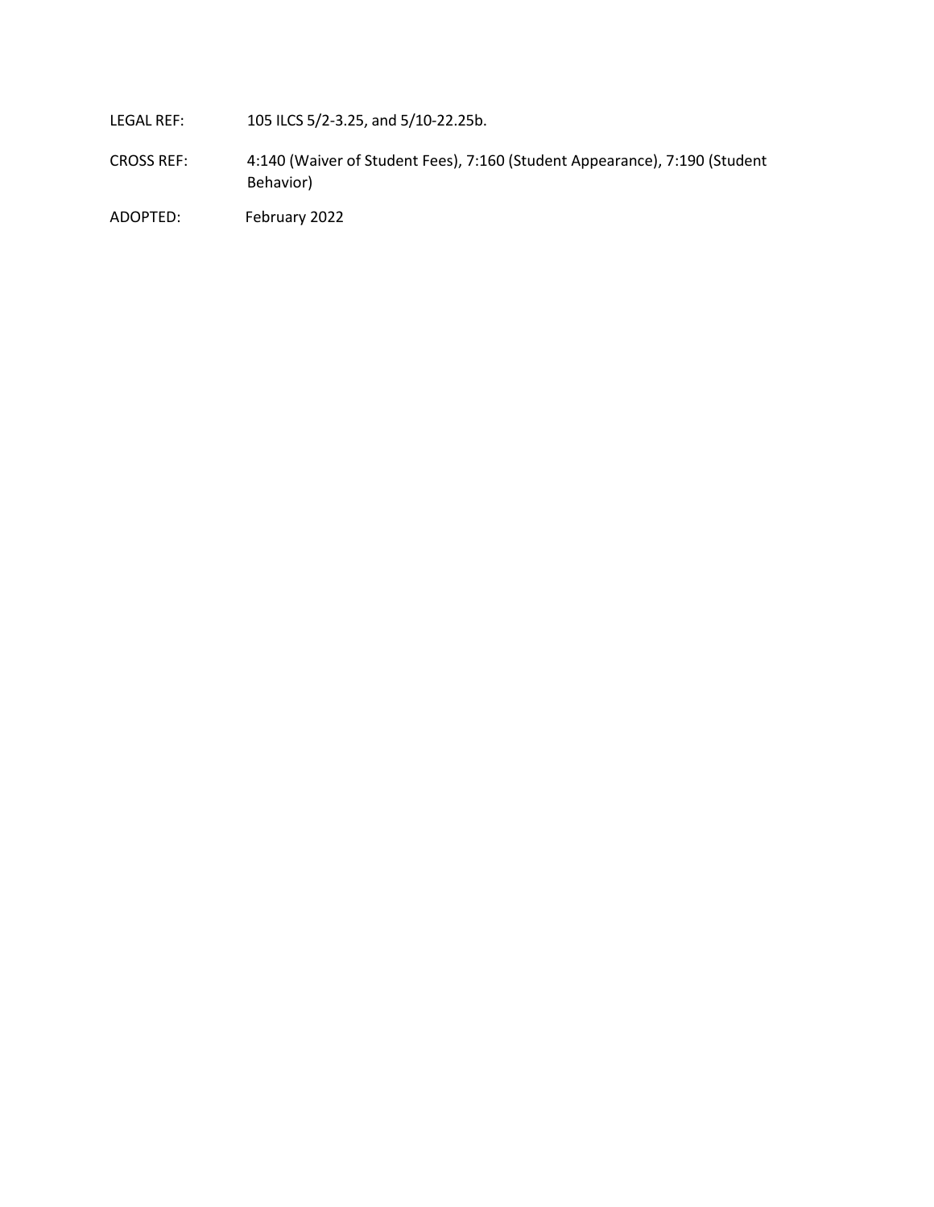LEGAL REF: 105 ILCS 5/2-3.25, and 5/10-22.25b.

CROSS REF: 4:140 (Waiver of Student Fees), 7:160 (Student Appearance), 7:190 (Student Behavior)

ADOPTED: February 2022